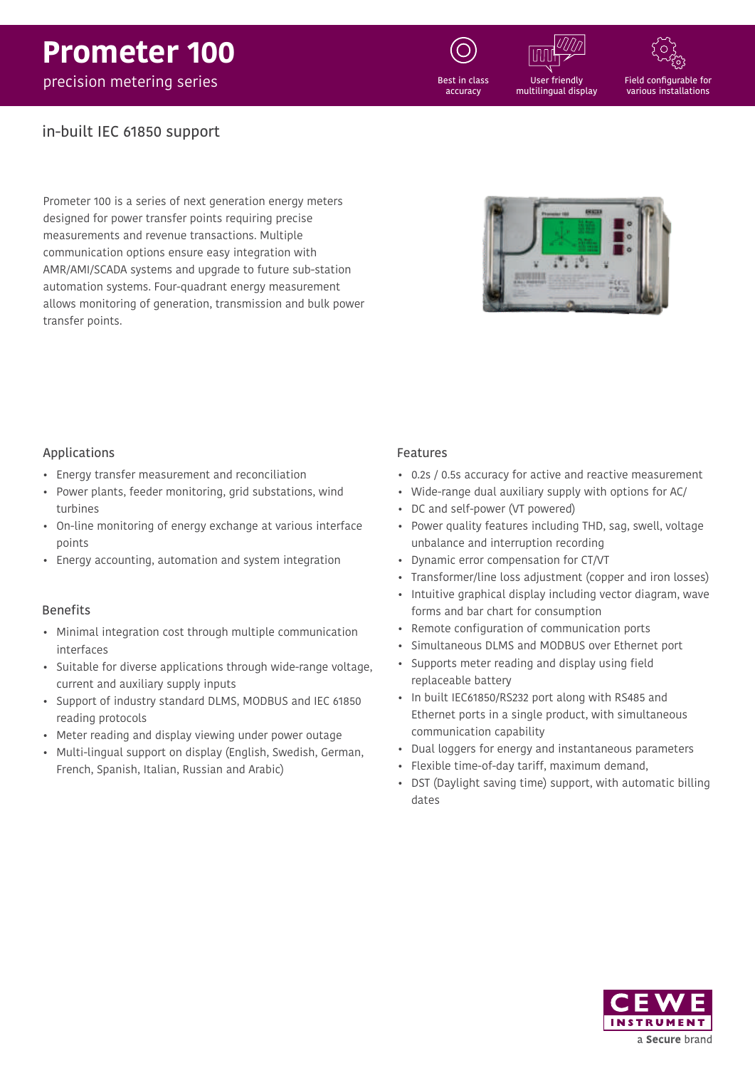# Prometer 100

precision metering series

Best in class accuracy

User friendly multilingual display

Field configurable for various installations

## in-built IEC 61850 support

Prometer 100 is a series of next generation energy meters designed for power transfer points requiring precise measurements and revenue transactions. Multiple communication options ensure easy integration with AMR/AMI/SCADA systems and upgrade to future sub-station automation systems. Four-quadrant energy measurement allows monitoring of generation, transmission and bulk power transfer points.

### Applications

- Energy transfer measurement and reconciliation
- Power plants, feeder monitoring, grid substations, wind turbines
- On-line monitoring of energy exchange at various interface points
- Energy accounting, automation and system integration

### Benefits

- Minimal integration cost through multiple communication interfaces
- Suitable for diverse applications through wide-range voltage, current and auxiliary supply inputs
- Support of industry standard DLMS, MODBUS and IEC 61850 reading protocols
- Meter reading and display viewing under power outage
- Multi-lingual support on display (English, Swedish, German, French, Spanish, Italian, Russian and Arabic)

### Features

- 0.2s / 0.5s accuracy for active and reactive measurement
- Wide-range dual auxiliary supply with options for AC/
- DC and self-power (VT powered)
- Power quality features including THD, sag, swell, voltage unbalance and interruption recording
- Dynamic error compensation for CT/VT
- Transformer/line loss adjustment (copper and iron losses)
- Intuitive graphical display including vector diagram, wave forms and bar chart for consumption
- Remote configuration of communication ports
- Simultaneous DLMS and MODBUS over Ethernet port
- Supports meter reading and display using field replaceable battery
- In built IEC61850/RS232 port along with RS485 and Ethernet ports in a single product, with simultaneous communication capability
- Dual loggers for energy and instantaneous parameters
- Flexible time-of-day tariff, maximum demand,
- DST (Daylight saving time) support, with automatic billing dates

CEWE INSTRUMENT

a **Secure** brand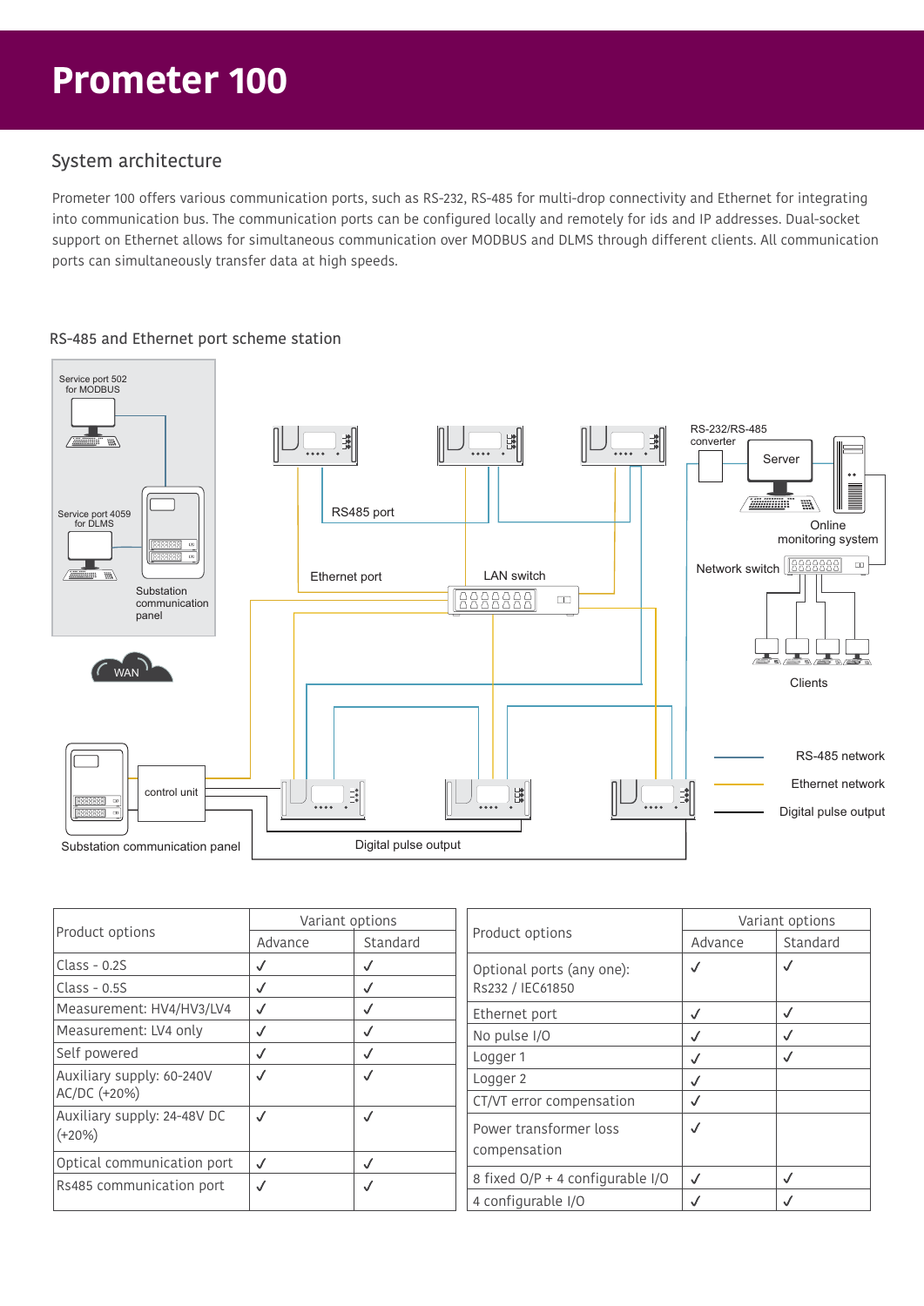# Prometer 100

## System architecture

Prometer 100 offers various communication ports, such as RS-232, RS-485 for multi-drop connectivity and Ethernet for integrating into communication bus. The communication ports can be configured locally and remotely for ids and IP addresses. Dual-socket support on Ethernet allows for simultaneous communication over MODBUS and DLMS through different clients. All communication ports can simultaneously transfer data at high speeds.

### RS-485 and Ethernet port scheme station

Service port 502 for MODBUS

Service port 4059 for DLMS

Substation communication panel

WAN

RS485 port

Ethernet port

LAN switch

RS-232/RS-485 converter

Server

Online monitoring system

Network switch

Clients

control unit

Substation communication panel

Digital pulse output

RS-485 network

Ethernet network

Digital pulse output

| Product options | Variant options | |
|---|---|---|
| | Advance | Standard |
| Class - 0.2S | ✓ | ✓ |
| Class - 0.5S | ✓ | ✓ |
| Measurement: HV4/HV3/LV4 | ✓ | ✓ |
| Measurement: LV4 only | ✓ | ✓ |
| Self powered | ✓ | ✓ |
| Auxiliary supply: 60-240V AC/DC (+20%) | ✓ | ✓ |
| Auxiliary supply: 24-48V DC (+20%) | ✓ | ✓ |
| Optical communication port | ✓ | ✓ |
| Rs485 communication port | ✓ | ✓ |

| Product options | Variant options | |
|---|---|---|
| | Advance | Standard |
| Optional ports (any one): Rs232 / IEC61850 | ✓ | ✓ |
| Ethernet port | ✓ | ✓ |
| No pulse I/O | ✓ | ✓ |
| Logger 1 | ✓ | ✓ |
| Logger 2 | ✓ | |
| CT/VT error compensation | ✓ | |
| Power transformer loss compensation | ✓ | |
| 8 fixed O/P + 4 configurable I/O | ✓ | ✓ |
| 4 configurable I/O | ✓ | ✓ |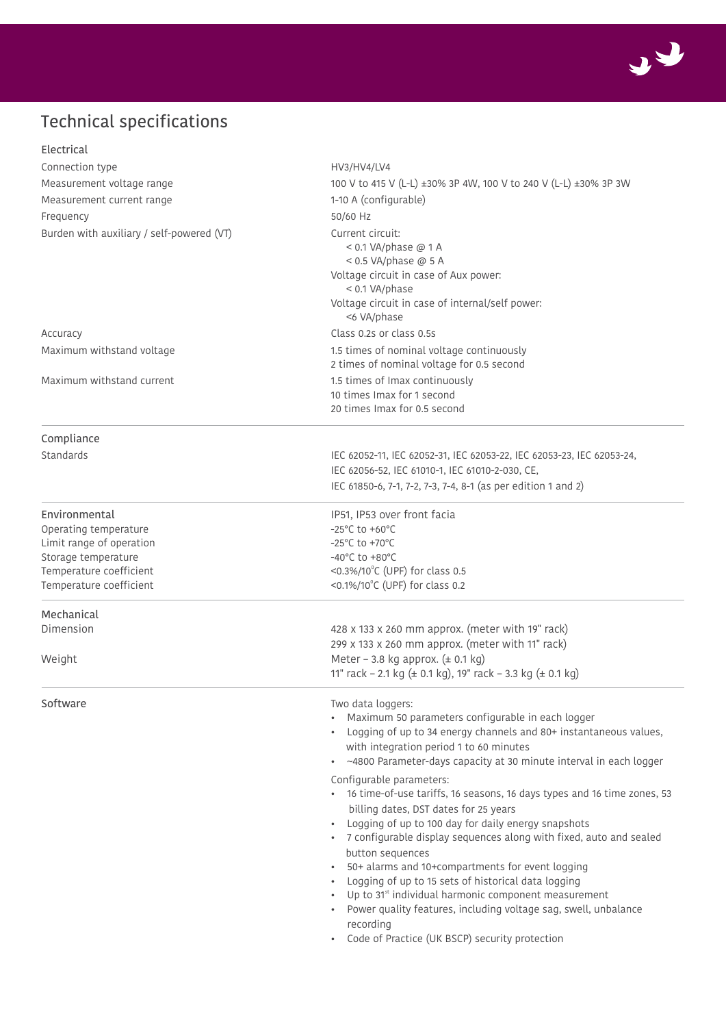# Technical specifications

| | |
|---|---|
| **Electrical** | |
| Connection type | HV3/HV4/LV4 |
| Measurement voltage range | 100 V to 415 V (L-L) ±30% 3P 4W, 100 V to 240 V (L-L) ±30% 3P 3W |
| Measurement current range | 1-10 A (configurable) |
| Frequency | 50/60 Hz |
| Burden with auxiliary / self-powered (VT) | Current circuit:<br>< 0.1 VA/phase @ 1 A<br>< 0.5 VA/phase @ 5 A<br>Voltage circuit in case of Aux power:<br>< 0.1 VA/phase<br>Voltage circuit in case of internal/self power:<br><6 VA/phase |
| Accuracy | Class 0.2s or class 0.5s |
| Maximum withstand voltage | 1.5 times of nominal voltage continuously<br>2 times of nominal voltage for 0.5 second |
| Maximum withstand current | 1.5 times of Imax continuously<br>10 times Imax for 1 second<br>20 times Imax for 0.5 second |
| **Compliance** | |
| Standards | IEC 62052-11, IEC 62052-31, IEC 62053-22, IEC 62053-23, IEC 62053-24, IEC 62056-52, IEC 61010-1, IEC 61010-2-030, CE, IEC 61850-6, 7-1, 7-2, 7-3, 7-4, 8-1 (as per edition 1 and 2) |
| **Environmental** | IP51, IP53 over front facia |
| Operating temperature | -25°C to +60°C |
| Limit range of operation | -25°C to +70°C |
| Storage temperature | -40°C to +80°C |
| Temperature coefficient | <0.3%/10°C (UPF) for class 0.5 |
| Temperature coefficient | <0.1%/10°C (UPF) for class 0.2 |
| **Mechanical** | |
| Dimension | 428 x 133 x 260 mm approx. (meter with 19" rack)<br>299 x 133 x 260 mm approx. (meter with 11" rack) |
| Weight | Meter – 3.8 kg approx. (± 0.1 kg)<br>11" rack – 2.1 kg (± 0.1 kg), 19" rack – 3.3 kg (± 0.1 kg) |
| **Software** | Two data loggers:<br>• Maximum 50 parameters configurable in each logger<br>• Logging of up to 34 energy channels and 80+ instantaneous values, with integration period 1 to 60 minutes<br>• ~4800 Parameter-days capacity at 30 minute interval in each logger<br>Configurable parameters:<br>• 16 time-of-use tariffs, 16 seasons, 16 days types and 16 time zones, 53 billing dates, DST dates for 25 years<br>• Logging of up to 100 day for daily energy snapshots<br>• 7 configurable display sequences along with fixed, auto and sealed button sequences<br>• 50+ alarms and 10+compartments for event logging<br>• Logging of up to 15 sets of historical data logging<br>• Up to 31st individual harmonic component measurement<br>• Power quality features, including voltage sag, swell, unbalance recording<br>• Code of Practice (UK BSCP) security protection |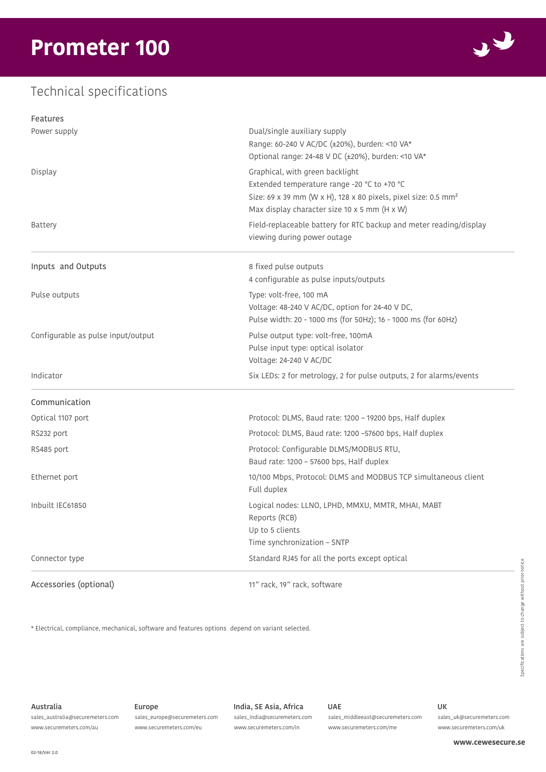# Prometer 100

## Technical specifications

| | |
|---|---|
| **Features** | |
| Power supply | Dual/single auxiliary supply<br>Range: 60-240 V AC/DC (±20%), burden: <10 VA*<br>Optional range: 24-48 V DC (±20%), burden: <10 VA* |
| Display | Graphical, with green backlight<br>Extended temperature range -20 °C to +70 °C<br>Size: 69 x 39 mm (W x H), 128 x 80 pixels, pixel size: 0.5 mm²<br>Max display character size 10 x 5 mm (H x W) |
| Battery | Field-replaceable battery for RTC backup and meter reading/display viewing during power outage |
| **Inputs and Outputs** | 8 fixed pulse outputs<br>4 configurable as pulse inputs/outputs |
| Pulse outputs | Type: volt-free, 100 mA<br>Voltage: 48-240 V AC/DC, option for 24-40 V DC,<br>Pulse width: 20 - 1000 ms (for 50Hz); 16 - 1000 ms (for 60Hz) |
| Configurable as pulse input/output | Pulse output type: volt-free, 100mA<br>Pulse input type: optical isolator<br>Voltage: 24-240 V AC/DC |
| Indicator | Six LEDs: 2 for metrology, 2 for pulse outputs, 2 for alarms/events |
| **Communication** | |
| Optical 1107 port | Protocol: DLMS, Baud rate: 1200 – 19200 bps, Half duplex |
| RS232 port | Protocol: DLMS, Baud rate: 1200 –57600 bps, Half duplex |
| RS485 port | Protocol: Configurable DLMS/MODBUS RTU,<br>Baud rate: 1200 – 57600 bps, Half duplex |
| Ethernet port | 10/100 Mbps, Protocol: DLMS and MODBUS TCP simultaneous client<br>Full duplex |
| Inbuilt IEC61850 | Logical nodes: LLNO, LPHD, MMXU, MMTR, MHAI, MABT<br>Reports (RCB)<br>Up to 5 clients<br>Time synchronization – SNTP |
| Connector type | Standard RJ45 for all the ports except optical |
| **Accessories (optional)** | 11" rack, 19" rack, software |

* Electrical, compliance, mechanical, software and features options depend on variant selected.

Specifications are subject to change without prior notice

**Australia**
sales_australia@securemeters.com
www.securemeters.com/au

**Europe**
sales_europe@securemeters.com
www.securemeters.com/eu

**India, SE Asia, Africa**
sales_india@securemeters.com
www.securemeters.com/in

**UAE**
sales_middleeast@securemeters.com
www.securemeters.com/me

**UK**
sales_uk@securemeters.com
www.securemeters.com/uk

**www.cewesecure.se**

02-18/Ver 2.0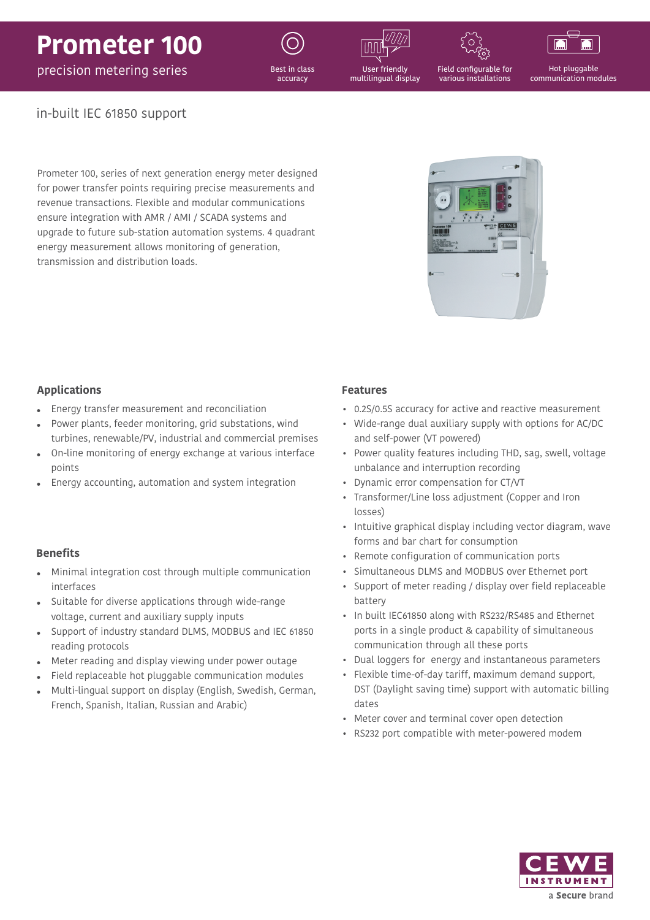# Prometer 100

precision metering series

Best in class accuracy

User friendly multilingual display

Field configurable for various installations

Hot pluggable communication modules

in-built IEC 61850 support

Prometer 100, series of next generation energy meter designed for power transfer points requiring precise measurements and revenue transactions. Flexible and modular communications ensure integration with AMR / AMI / SCADA systems and upgrade to future sub-station automation systems. 4 quadrant energy measurement allows monitoring of generation, transmission and distribution loads.

## Applications

- Energy transfer measurement and reconciliation
- Power plants, feeder monitoring, grid substations, wind turbines, renewable/PV, industrial and commercial premises
- On-line monitoring of energy exchange at various interface points
- Energy accounting, automation and system integration

## Benefits

- Minimal integration cost through multiple communication interfaces
- Suitable for diverse applications through wide-range voltage, current and auxiliary supply inputs
- Support of industry standard DLMS, MODBUS and IEC 61850 reading protocols
- Meter reading and display viewing under power outage
- Field replaceable hot pluggable communication modules
- Multi-lingual support on display (English, Swedish, German, French, Spanish, Italian, Russian and Arabic)

## Features

- 0.2S/0.5S accuracy for active and reactive measurement
- Wide-range dual auxiliary supply with options for AC/DC and self-power (VT powered)
- Power quality features including THD, sag, swell, voltage unbalance and interruption recording
- Dynamic error compensation for CT/VT
- Transformer/Line loss adjustment (Copper and Iron losses)
- Intuitive graphical display including vector diagram, wave forms and bar chart for consumption
- Remote configuration of communication ports
- Simultaneous DLMS and MODBUS over Ethernet port
- Support of meter reading / display over field replaceable battery
- In built IEC61850 along with RS232/RS485 and Ethernet ports in a single product & capability of simultaneous communication through all these ports
- Dual loggers for energy and instantaneous parameters
- Flexible time-of-day tariff, maximum demand support, DST (Daylight saving time) support with automatic billing dates
- Meter cover and terminal cover open detection
- RS232 port compatible with meter-powered modem

CEWE INSTRUMENT

a **Secure** brand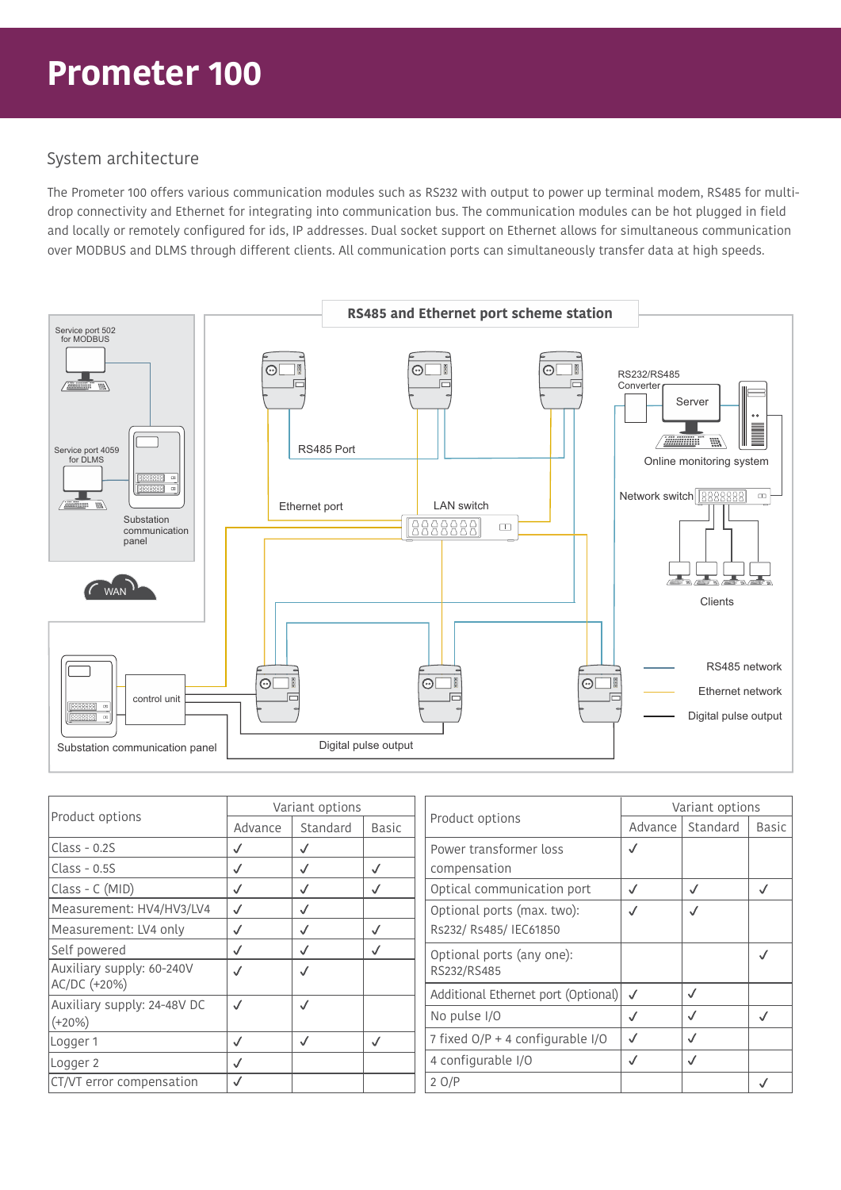# Prometer 100

## System architecture

The Prometer 100 offers various communication modules such as RS232 with output to power up terminal modem, RS485 for multi-drop connectivity and Ethernet for integrating into communication bus. The communication modules can be hot plugged in field and locally or remotely configured for ids, IP addresses. Dual socket support on Ethernet allows for simultaneous communication over MODBUS and DLMS through different clients. All communication ports can simultaneously transfer data at high speeds.

RS485 and Ethernet port scheme station

Service port 502 for MODBUS

Service port 4059 for DLMS

Substation communication panel

WAN

RS485 Port

Ethernet port

LAN switch

RS232/RS485 Converter

Server

Online monitoring system

Network switch

Clients

RS485 network

Ethernet network

Digital pulse output

control unit

Substation communication panel

Digital pulse output

| Product options | Variant options | | |
|---|---|---|---|
| | Advance | Standard | Basic |
| Class - 0.2S | ✓ | ✓ | |
| Class - 0.5S | ✓ | ✓ | ✓ |
| Class - C (MID) | ✓ | ✓ | ✓ |
| Measurement: HV4/HV3/LV4 | ✓ | ✓ | |
| Measurement: LV4 only | ✓ | ✓ | ✓ |
| Self powered | ✓ | ✓ | ✓ |
| Auxiliary supply: 60-240V AC/DC (+20%) | ✓ | ✓ | |
| Auxiliary supply: 24-48V DC (+20%) | ✓ | ✓ | |
| Logger 1 | ✓ | ✓ | ✓ |
| Logger 2 | ✓ | | |
| CT/VT error compensation | ✓ | | |

| Product options | Variant options | | |
|---|---|---|---|
| | Advance | Standard | Basic |
| Power transformer loss compensation | ✓ | | |
| Optical communication port | ✓ | ✓ | ✓ |
| Optional ports (max. two): Rs232/ Rs485/ IEC61850 | ✓ | ✓ | |
| Optional ports (any one): RS232/RS485 | | | ✓ |
| Additional Ethernet port (Optional) | ✓ | ✓ | |
| No pulse I/O | ✓ | ✓ | ✓ |
| 7 fixed O/P + 4 configurable I/O | ✓ | ✓ | |
| 4 configurable I/O | ✓ | ✓ | |
| 2 O/P | | | ✓ |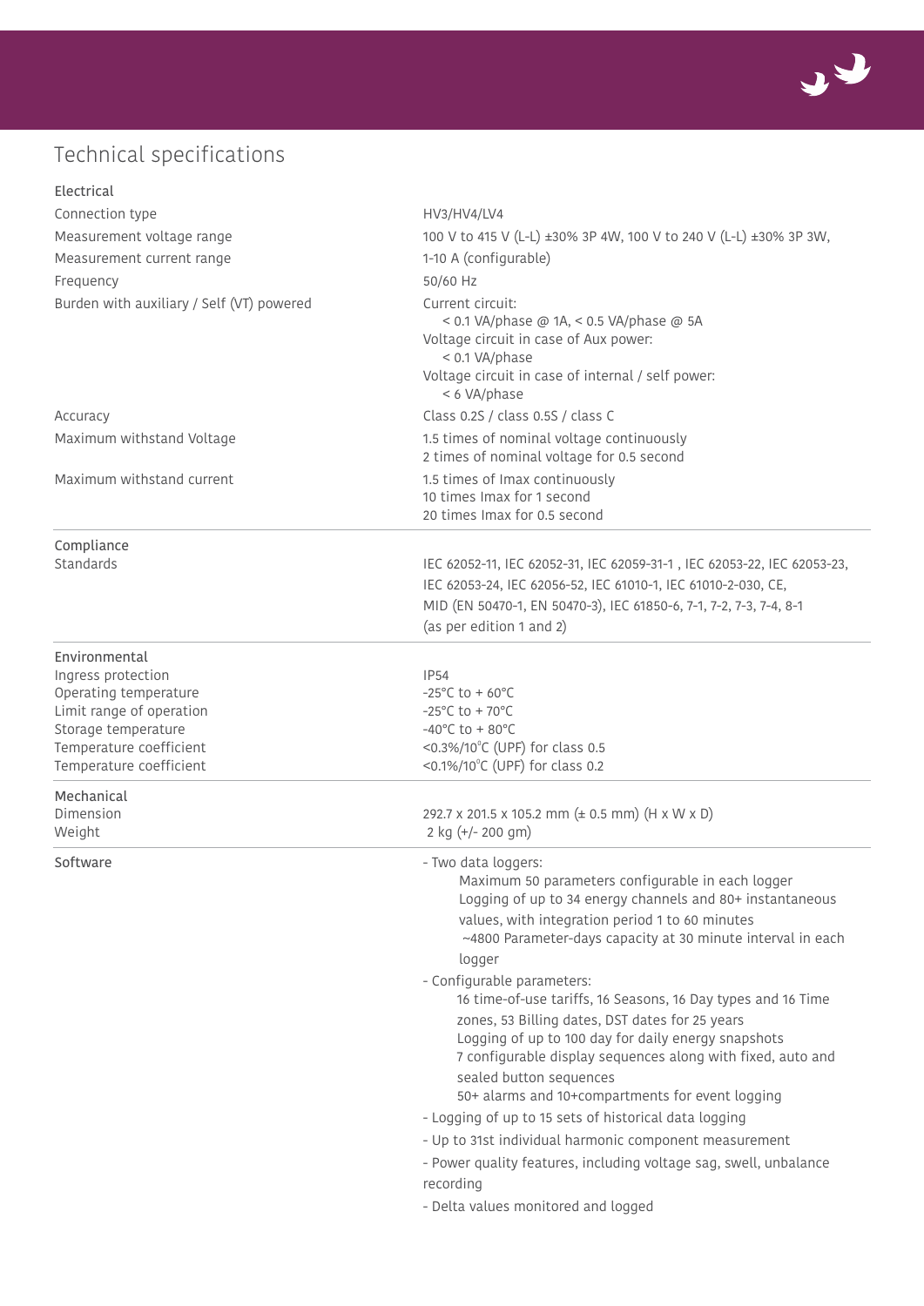# Technical specifications

| Electrical | |
|---|---|
| Connection type | HV3/HV4/LV4 |
| Measurement voltage range | 100 V to 415 V (L-L) ±30% 3P 4W, 100 V to 240 V (L-L) ±30% 3P 3W, |
| Measurement current range | 1-10 A (configurable) |
| Frequency | 50/60 Hz |
| Burden with auxiliary / Self (VT) powered | Current circuit:<br>< 0.1 VA/phase @ 1A, < 0.5 VA/phase @ 5A<br>Voltage circuit in case of Aux power:<br>< 0.1 VA/phase<br>Voltage circuit in case of internal / self power:<br>< 6 VA/phase |
| Accuracy | Class 0.2S / class 0.5S / class C |
| Maximum withstand Voltage | 1.5 times of nominal voltage continuously<br>2 times of nominal voltage for 0.5 second |
| Maximum withstand current | 1.5 times of Imax continuously<br>10 times Imax for 1 second<br>20 times Imax for 0.5 second |

| Compliance | |
|---|---|
| Standards | IEC 62052-11, IEC 62052-31, IEC 62059-31-1 , IEC 62053-22, IEC 62053-23, IEC 62053-24, IEC 62056-52, IEC 61010-1, IEC 61010-2-030, CE, MID (EN 50470-1, EN 50470-3), IEC 61850-6, 7-1, 7-2, 7-3, 7-4, 8-1 (as per edition 1 and 2) |

| Environmental | |
|---|---|
| Ingress protection | IP54 |
| Operating temperature | -25°C to + 60°C |
| Limit range of operation | -25°C to + 70°C |
| Storage temperature | -40°C to + 80°C |
| Temperature coefficient | <0.3%/10°C (UPF) for class 0.5 |
| Temperature coefficient | <0.1%/10°C (UPF) for class 0.2 |

| Mechanical | |
|---|---|
| Dimension | 292.7 x 201.5 x 105.2 mm (± 0.5 mm) (H x W x D) |
| Weight | 2 kg (+/- 200 gm) |

**Software**

- Two data loggers:
  - Maximum 50 parameters configurable in each logger
  - Logging of up to 34 energy channels and 80+ instantaneous values, with integration period 1 to 60 minutes
  - ~4800 Parameter-days capacity at 30 minute interval in each logger
- Configurable parameters:
  - 16 time-of-use tariffs, 16 Seasons, 16 Day types and 16 Time zones, 53 Billing dates, DST dates for 25 years
  - Logging of up to 100 day for daily energy snapshots
  - 7 configurable display sequences along with fixed, auto and sealed button sequences
  - 50+ alarms and 10+compartments for event logging
- Logging of up to 15 sets of historical data logging
- Up to 31st individual harmonic component measurement
- Power quality features, including voltage sag, swell, unbalance recording
- Delta values monitored and logged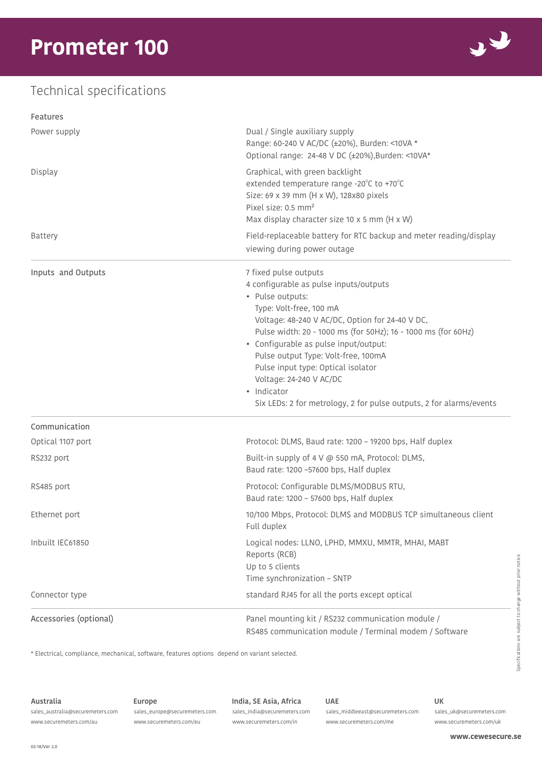# Prometer 100

## Technical specifications

| | |
|---|---|
| **Features** | |
| Power supply | Dual / Single auxiliary supply<br>Range: 60-240 V AC/DC (±20%), Burden: <10VA *<br>Optional range: 24-48 V DC (±20%),Burden: <10VA* |
| Display | Graphical, with green backlight<br>extended temperature range -20°C to +70°C<br>Size: 69 x 39 mm (H x W), 128x80 pixels<br>Pixel size: 0.5 mm²<br>Max display character size 10 x 5 mm (H x W) |
| Battery | Field-replaceable battery for RTC backup and meter reading/display viewing during power outage |
| Inputs and Outputs | 7 fixed pulse outputs<br>4 configurable as pulse inputs/outputs<br>• Pulse outputs:<br>Type: Volt-free, 100 mA<br>Voltage: 48-240 V AC/DC, Option for 24-40 V DC,<br>Pulse width: 20 - 1000 ms (for 50Hz); 16 - 1000 ms (for 60Hz)<br>• Configurable as pulse input/output:<br>Pulse output Type: Volt-free, 100mA<br>Pulse input type: Optical isolator<br>Voltage: 24-240 V AC/DC<br>• Indicator<br>Six LEDs: 2 for metrology, 2 for pulse outputs, 2 for alarms/events |
| **Communication** | |
| Optical 1107 port | Protocol: DLMS, Baud rate: 1200 – 19200 bps, Half duplex |
| RS232 port | Built-in supply of 4 V @ 550 mA, Protocol: DLMS,<br>Baud rate: 1200 –57600 bps, Half duplex |
| RS485 port | Protocol: Configurable DLMS/MODBUS RTU,<br>Baud rate: 1200 – 57600 bps, Half duplex |
| Ethernet port | 10/100 Mbps, Protocol: DLMS and MODBUS TCP simultaneous client<br>Full duplex |
| Inbuilt IEC61850 | Logical nodes: LLNO, LPHD, MMXU, MMTR, MHAI, MABT<br>Reports (RCB)<br>Up to 5 clients<br>Time synchronization – SNTP |
| Connector type | standard RJ45 for all the ports except optical |
| Accessories (optional) | Panel mounting kit / RS232 communication module /<br>RS485 communication module / Terminal modem / Software |

* Electrical, compliance, mechanical, software, features options depend on variant selected.

Specifications are subject to change without prior notice

**Australia**
sales_australia@securemeters.com
www.securemeters.com/au

**Europe**
sales_europe@securemeters.com
www.securemeters.com/eu

**India, SE Asia, Africa**
sales_india@securemeters.com
www.securemeters.com/in

**UAE**
sales_middleeast@securemeters.com
www.securemeters.com/me

**UK**
sales_uk@securemeters.com
www.securemeters.com/uk

**www.cewesecure.se**

02-18/Ver 2.0